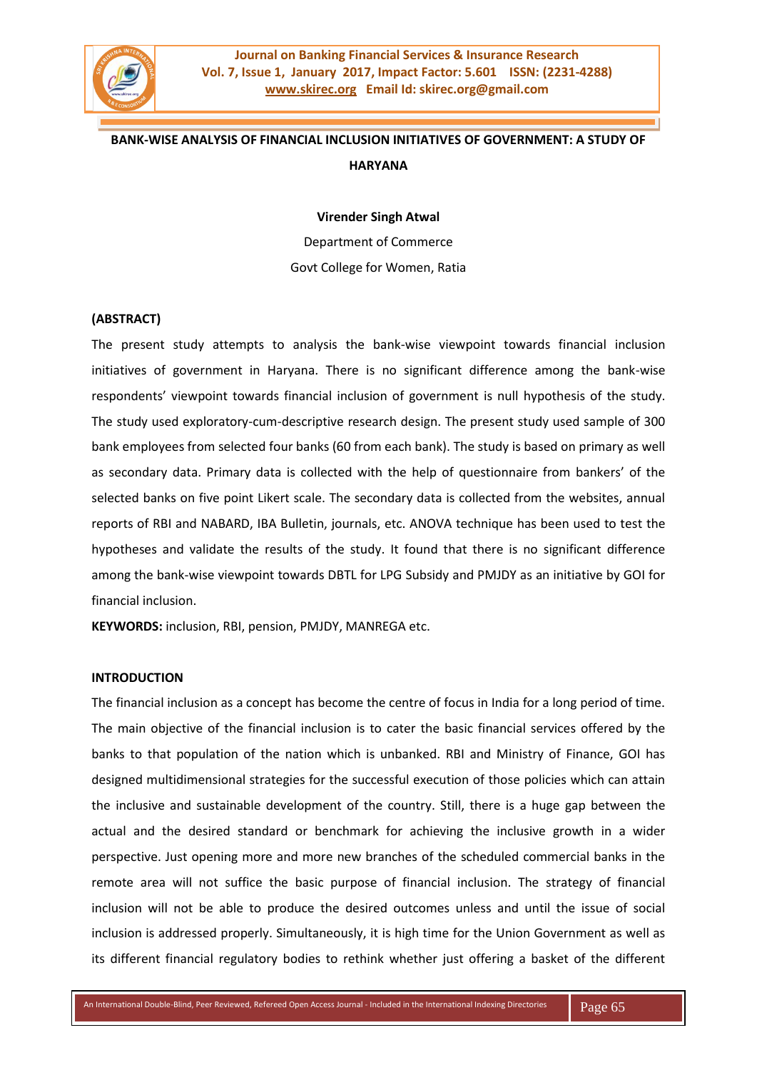**BANK-WISE ANALYSIS OF FINANCIAL INCLUSION INITIATIVES OF GOVERNMENT: A STUDY OF HARYANA**

**Virender Singh Atwal**

Department of Commerce

Govt College for Women, Ratia

**(ABSTRACT)**

The present study attempts to analysis the bank-wise viewpoint towards financial inclusion initiatives of government in Haryana. There is no significant difference among the bank-wise respondents' viewpoint towards financial inclusion of government is null hypothesis of the study. The study used exploratory-cum-descriptive research design. The present study used sample of 300 bank employees from selected four banks (60 from each bank). The study is based on primary as well as secondary data. Primary data is collected with the help of questionnaire from bankers' of the selected banks on five point Likert scale. The secondary data is collected from the websites, annual reports of RBI and NABARD, IBA Bulletin, journals, etc. ANOVA technique has been used to test the hypotheses and validate the results of the study. It found that there is no significant difference among the bank-wise viewpoint towards DBTL for LPG Subsidy and PMJDY as an initiative by GOI for financial inclusion.

**KEYWORDS:** inclusion, RBI, pension, PMJDY, MANREGA etc.

**INTRODUCTION**

The financial inclusion as a concept has become the centre of focus in India for a long period of time. The main objective of the financial inclusion is to cater the basic financial services offered by the banks to that population of the nation which is unbanked. RBI and Ministry of Finance, GOI has designed multidimensional strategies for the successful execution of those policies which can attain the inclusive and sustainable development of the country. Still, there is a huge gap between the actual and the desired standard or benchmark for achieving the inclusive growth in a wider perspective. Just opening more and more new branches of the scheduled commercial banks in the remote area will not suffice the basic purpose of financial inclusion. The strategy of financial inclusion will not be able to produce the desired outcomes unless and until the issue of social inclusion is addressed properly. Simultaneously, it is high time for the Union Government as well as its different financial regulatory bodies to rethink whether just offering a basket of the different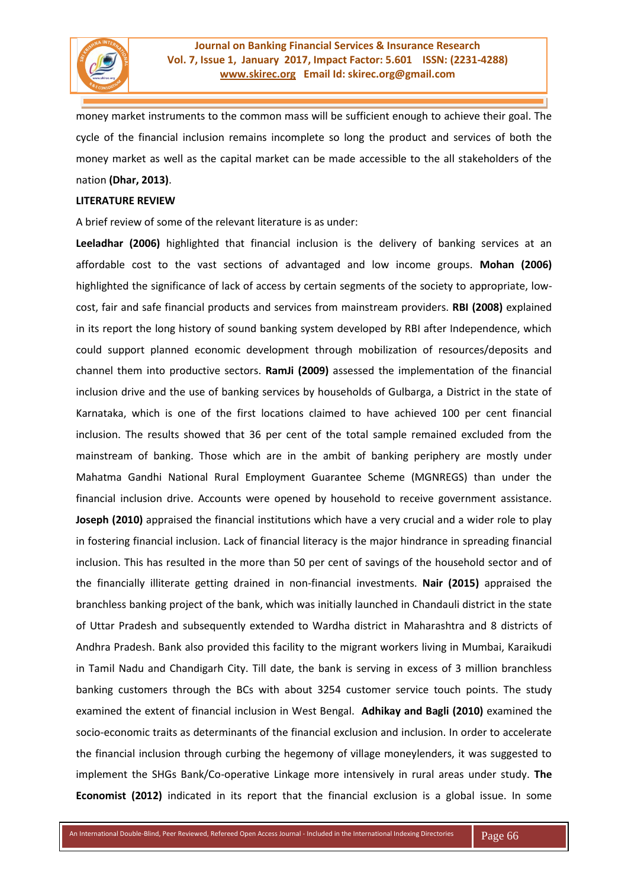money market instruments to the common mass will be sufficient enough to achieve their goal. The cycle of the financial inclusion remains incomplete so long the product and services of both the money market as well as the capital market can be made accessible to the all stakeholders of the nation **(Dhar, 2013)**.

**LITERATURE REVIEW**

A brief review of some of the relevant literature is as under:

**Leeladhar (2006)** highlighted that financial inclusion is the delivery of banking services at an affordable cost to the vast sections of advantaged and low income groups. **Mohan (2006)** highlighted the significance of lack of access by certain segments of the society to appropriate, low-cost, fair and safe financial products and services from mainstream providers. **RBI (2008)** explained in its report the long history of sound banking system developed by RBI after Independence, which could support planned economic development through mobilization of resources/deposits and channel them into productive sectors. **RamJi (2009)** assessed the implementation of the financial inclusion drive and the use of banking services by households of Gulbarga, a District in the state of Karnataka, which is one of the first locations claimed to have achieved 100 per cent financial inclusion. The results showed that 36 per cent of the total sample remained excluded from the mainstream of banking. Those which are in the ambit of banking periphery are mostly under Mahatma Gandhi National Rural Employment Guarantee Scheme (MGNREGS) than under the financial inclusion drive. Accounts were opened by household to receive government assistance. **Joseph (2010)** appraised the financial institutions which have a very crucial and a wider role to play in fostering financial inclusion. Lack of financial literacy is the major hindrance in spreading financial inclusion. This has resulted in the more than 50 per cent of savings of the household sector and of the financially illiterate getting drained in non-financial investments. **Nair (2015)** appraised the branchless banking project of the bank, which was initially launched in Chandauli district in the state of Uttar Pradesh and subsequently extended to Wardha district in Maharashtra and 8 districts of Andhra Pradesh. Bank also provided this facility to the migrant workers living in Mumbai, Karaikudi in Tamil Nadu and Chandigarh City. Till date, the bank is serving in excess of 3 million branchless banking customers through the BCs with about 3254 customer service touch points. The study examined the extent of financial inclusion in West Bengal. **Adhikay and Bagli (2010)** examined the socio-economic traits as determinants of the financial exclusion and inclusion. In order to accelerate the financial inclusion through curbing the hegemony of village moneylenders, it was suggested to implement the SHGs Bank/Co-operative Linkage more intensively in rural areas under study. **The Economist (2012)** indicated in its report that the financial exclusion is a global issue. In some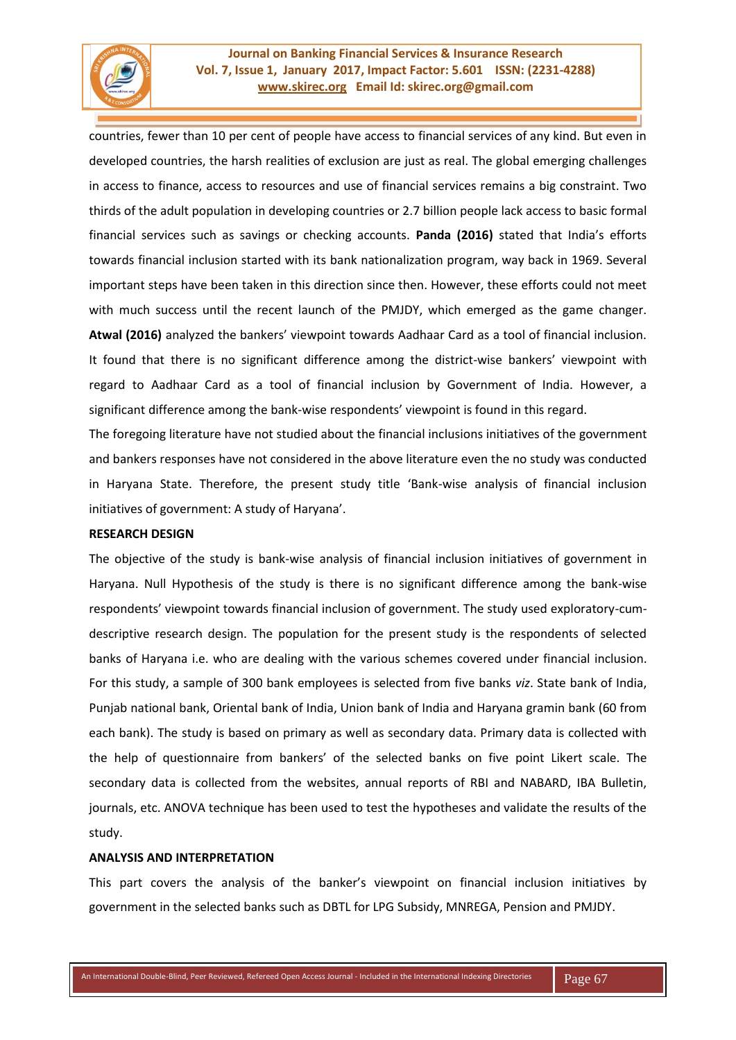countries, fewer than 10 per cent of people have access to financial services of any kind. But even in developed countries, the harsh realities of exclusion are just as real. The global emerging challenges in access to finance, access to resources and use of financial services remains a big constraint. Two thirds of the adult population in developing countries or 2.7 billion people lack access to basic formal financial services such as savings or checking accounts. **Panda (2016)** stated that India's efforts towards financial inclusion started with its bank nationalization program, way back in 1969. Several important steps have been taken in this direction since then. However, these efforts could not meet with much success until the recent launch of the PMJDY, which emerged as the game changer. **Atwal (2016)** analyzed the bankers' viewpoint towards Aadhaar Card as a tool of financial inclusion. It found that there is no significant difference among the district-wise bankers' viewpoint with regard to Aadhaar Card as a tool of financial inclusion by Government of India. However, a significant difference among the bank-wise respondents' viewpoint is found in this regard.

The foregoing literature have not studied about the financial inclusions initiatives of the government and bankers responses have not considered in the above literature even the no study was conducted in Haryana State. Therefore, the present study title 'Bank-wise analysis of financial inclusion initiatives of government: A study of Haryana'.

**RESEARCH DESIGN**

The objective of the study is bank-wise analysis of financial inclusion initiatives of government in Haryana. Null Hypothesis of the study is there is no significant difference among the bank-wise respondents' viewpoint towards financial inclusion of government. The study used exploratory-cum-descriptive research design. The population for the present study is the respondents of selected banks of Haryana i.e. who are dealing with the various schemes covered under financial inclusion. For this study, a sample of 300 bank employees is selected from five banks *viz*. State bank of India, Punjab national bank, Oriental bank of India, Union bank of India and Haryana gramin bank (60 from each bank). The study is based on primary as well as secondary data. Primary data is collected with the help of questionnaire from bankers' of the selected banks on five point Likert scale. The secondary data is collected from the websites, annual reports of RBI and NABARD, IBA Bulletin, journals, etc. ANOVA technique has been used to test the hypotheses and validate the results of the study.

**ANALYSIS AND INTERPRETATION**

This part covers the analysis of the banker's viewpoint on financial inclusion initiatives by government in the selected banks such as DBTL for LPG Subsidy, MNREGA, Pension and PMJDY.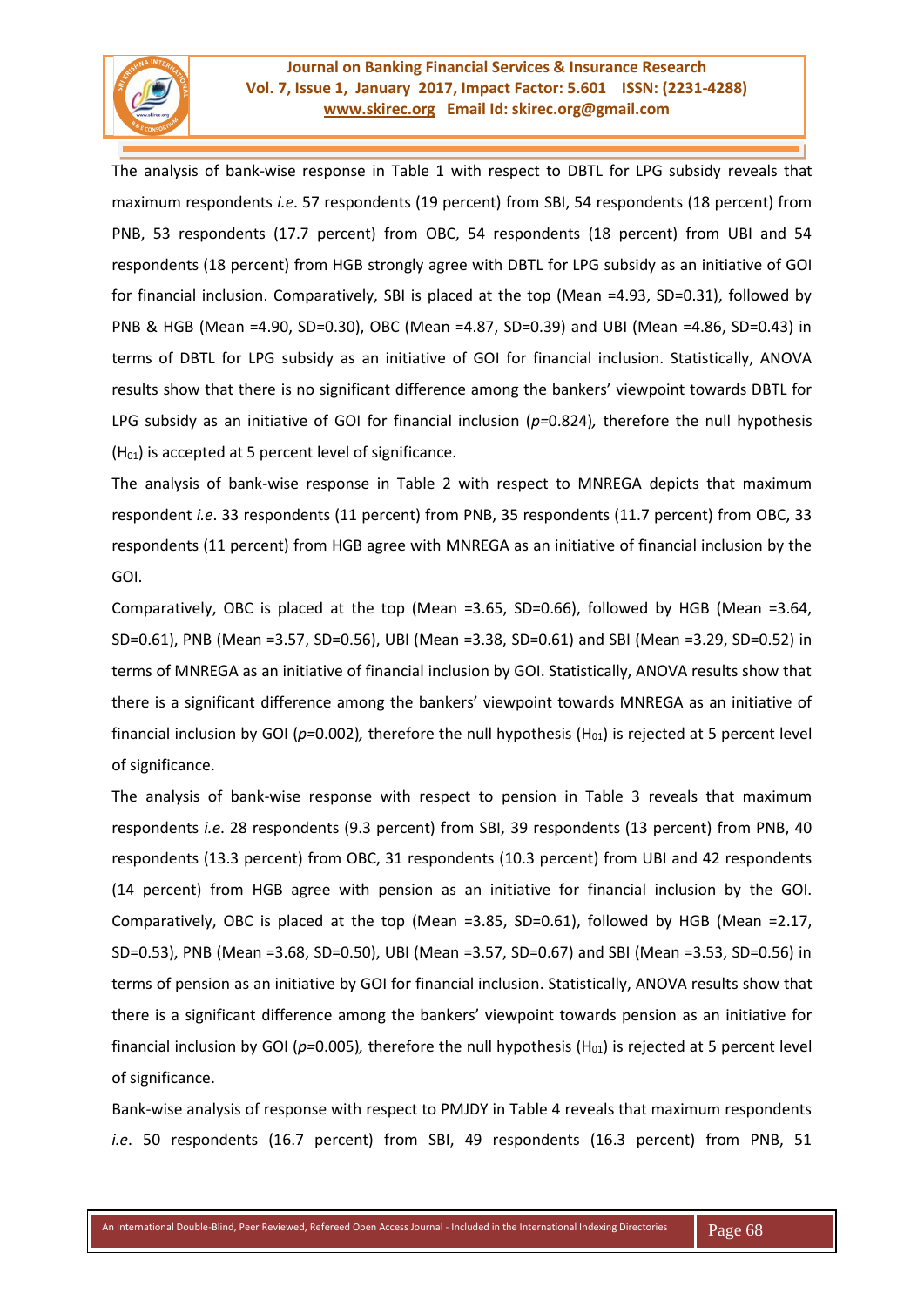The analysis of bank-wise response in Table 1 with respect to DBTL for LPG subsidy reveals that maximum respondents *i.e*. 57 respondents (19 percent) from SBI, 54 respondents (18 percent) from PNB, 53 respondents (17.7 percent) from OBC, 54 respondents (18 percent) from UBI and 54 respondents (18 percent) from HGB strongly agree with DBTL for LPG subsidy as an initiative of GOI for financial inclusion. Comparatively, SBI is placed at the top (Mean =4.93, SD=0.31), followed by PNB & HGB (Mean =4.90, SD=0.30), OBC (Mean =4.87, SD=0.39) and UBI (Mean =4.86, SD=0.43) in terms of DBTL for LPG subsidy as an initiative of GOI for financial inclusion. Statistically, ANOVA results show that there is no significant difference among the bankers' viewpoint towards DBTL for LPG subsidy as an initiative of GOI for financial inclusion ($p$=0.824), therefore the null hypothesis ($H_{01}$) is accepted at 5 percent level of significance.

The analysis of bank-wise response in Table 2 with respect to MNREGA depicts that maximum respondent *i.e*. 33 respondents (11 percent) from PNB, 35 respondents (11.7 percent) from OBC, 33 respondents (11 percent) from HGB agree with MNREGA as an initiative of financial inclusion by the GOI.

Comparatively, OBC is placed at the top (Mean =3.65, SD=0.66), followed by HGB (Mean =3.64, SD=0.61), PNB (Mean =3.57, SD=0.56), UBI (Mean =3.38, SD=0.61) and SBI (Mean =3.29, SD=0.52) in terms of MNREGA as an initiative of financial inclusion by GOI. Statistically, ANOVA results show that there is a significant difference among the bankers' viewpoint towards MNREGA as an initiative of financial inclusion by GOI ($p$=0.002), therefore the null hypothesis ($H_{01}$) is rejected at 5 percent level of significance.

The analysis of bank-wise response with respect to pension in Table 3 reveals that maximum respondents *i.e*. 28 respondents (9.3 percent) from SBI, 39 respondents (13 percent) from PNB, 40 respondents (13.3 percent) from OBC, 31 respondents (10.3 percent) from UBI and 42 respondents (14 percent) from HGB agree with pension as an initiative for financial inclusion by the GOI. Comparatively, OBC is placed at the top (Mean =3.85, SD=0.61), followed by HGB (Mean =2.17, SD=0.53), PNB (Mean =3.68, SD=0.50), UBI (Mean =3.57, SD=0.67) and SBI (Mean =3.53, SD=0.56) in terms of pension as an initiative by GOI for financial inclusion. Statistically, ANOVA results show that there is a significant difference among the bankers' viewpoint towards pension as an initiative for financial inclusion by GOI ($p$=0.005), therefore the null hypothesis ($H_{01}$) is rejected at 5 percent level of significance.

Bank-wise analysis of response with respect to PMJDY in Table 4 reveals that maximum respondents *i.e*. 50 respondents (16.7 percent) from SBI, 49 respondents (16.3 percent) from PNB, 51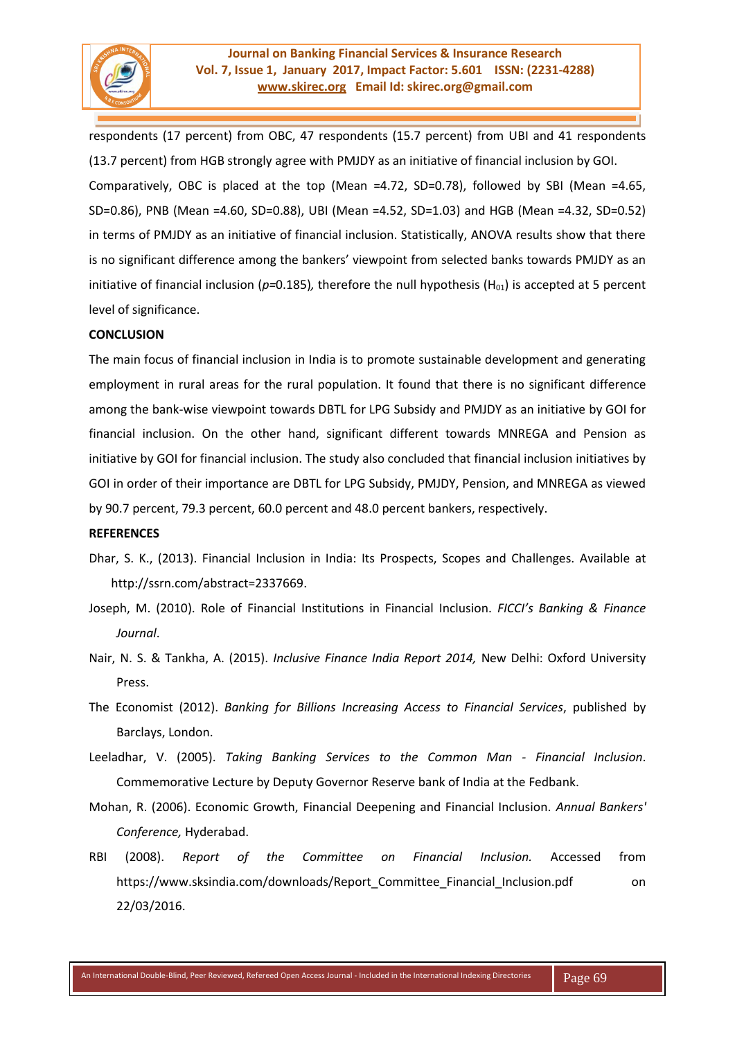respondents (17 percent) from OBC, 47 respondents (15.7 percent) from UBI and 41 respondents (13.7 percent) from HGB strongly agree with PMJDY as an initiative of financial inclusion by GOI. Comparatively, OBC is placed at the top (Mean =4.72, SD=0.78), followed by SBI (Mean =4.65, SD=0.86), PNB (Mean =4.60, SD=0.88), UBI (Mean =4.52, SD=1.03) and HGB (Mean =4.32, SD=0.52) in terms of PMJDY as an initiative of financial inclusion. Statistically, ANOVA results show that there is no significant difference among the bankers' viewpoint from selected banks towards PMJDY as an initiative of financial inclusion ($p$=0.185), therefore the null hypothesis ($H_{01}$) is accepted at 5 percent level of significance.

**CONCLUSION**

The main focus of financial inclusion in India is to promote sustainable development and generating employment in rural areas for the rural population. It found that there is no significant difference among the bank-wise viewpoint towards DBTL for LPG Subsidy and PMJDY as an initiative by GOI for financial inclusion. On the other hand, significant different towards MNREGA and Pension as initiative by GOI for financial inclusion. The study also concluded that financial inclusion initiatives by GOI in order of their importance are DBTL for LPG Subsidy, PMJDY, Pension, and MNREGA as viewed by 90.7 percent, 79.3 percent, 60.0 percent and 48.0 percent bankers, respectively.

**REFERENCES**

Dhar, S. K., (2013). Financial Inclusion in India: Its Prospects, Scopes and Challenges. Available at http://ssrn.com/abstract=2337669.

Joseph, M. (2010). Role of Financial Institutions in Financial Inclusion. *FICCI's Banking & Finance Journal*.

Nair, N. S. & Tankha, A. (2015). *Inclusive Finance India Report 2014,* New Delhi: Oxford University Press.

The Economist (2012). *Banking for Billions Increasing Access to Financial Services*, published by Barclays, London.

Leeladhar, V. (2005). *Taking Banking Services to the Common Man - Financial Inclusion*. Commemorative Lecture by Deputy Governor Reserve bank of India at the Fedbank.

Mohan, R. (2006). Economic Growth, Financial Deepening and Financial Inclusion. *Annual Bankers' Conference,* Hyderabad.

RBI (2008). *Report of the Committee on Financial Inclusion.* Accessed from https://www.sksindia.com/downloads/Report_Committee_Financial_Inclusion.pdf on 22/03/2016.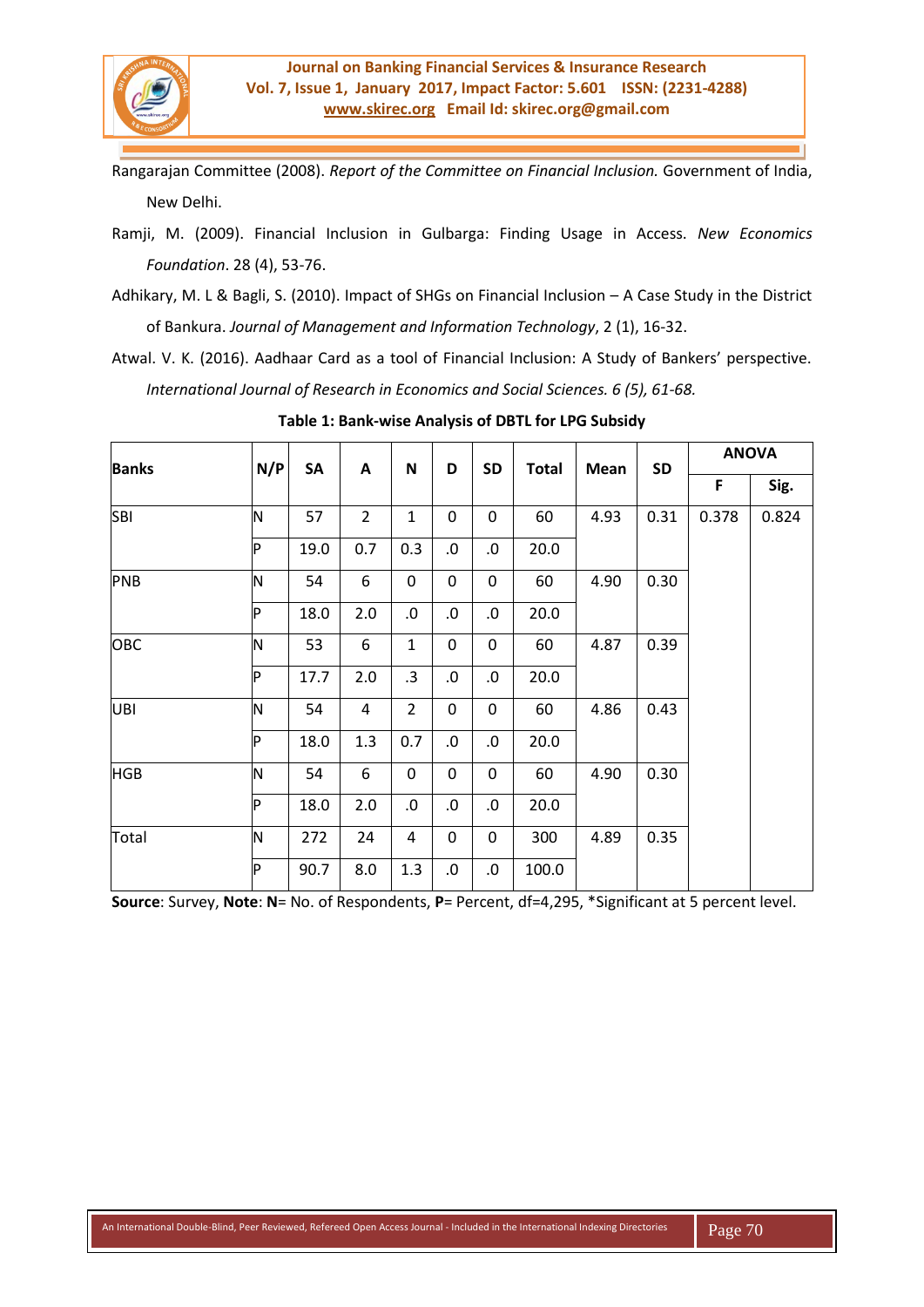Rangarajan Committee (2008). *Report of the Committee on Financial Inclusion.* Government of India, New Delhi.

Ramji, M. (2009). Financial Inclusion in Gulbarga: Finding Usage in Access. *New Economics Foundation*. 28 (4), 53-76.

Adhikary, M. L & Bagli, S. (2010). Impact of SHGs on Financial Inclusion – A Case Study in the District of Bankura. *Journal of Management and Information Technology*, 2 (1), 16-32.

Atwal. V. K. (2016). Aadhaar Card as a tool of Financial Inclusion: A Study of Bankers' perspective. *International Journal of Research in Economics and Social Sciences. 6 (5), 61-68.*

**Table 1: Bank-wise Analysis of DBTL for LPG Subsidy**

| Banks | N/P | SA | A | N | D | SD | Total | Mean | SD | ANOVA | |
|---|---|---|---|---|---|---|---|---|---|---|---|
| | | | | | | | | | | F | Sig. |
| SBI | N | 57 | 2 | 1 | 0 | 0 | 60 | 4.93 | 0.31 | 0.378 | 0.824 |
| | P | 19.0 | 0.7 | 0.3 | .0 | .0 | 20.0 | | | | |
| PNB | N | 54 | 6 | 0 | 0 | 0 | 60 | 4.90 | 0.30 | | |
| | P | 18.0 | 2.0 | .0 | .0 | .0 | 20.0 | | | | |
| OBC | N | 53 | 6 | 1 | 0 | 0 | 60 | 4.87 | 0.39 | | |
| | P | 17.7 | 2.0 | .3 | .0 | .0 | 20.0 | | | | |
| UBI | N | 54 | 4 | 2 | 0 | 0 | 60 | 4.86 | 0.43 | | |
| | P | 18.0 | 1.3 | 0.7 | .0 | .0 | 20.0 | | | | |
| HGB | N | 54 | 6 | 0 | 0 | 0 | 60 | 4.90 | 0.30 | | |
| | P | 18.0 | 2.0 | .0 | .0 | .0 | 20.0 | | | | |
| Total | N | 272 | 24 | 4 | 0 | 0 | 300 | 4.89 | 0.35 | | |
| | P | 90.7 | 8.0 | 1.3 | .0 | .0 | 100.0 | | | | |

**Source**: Survey, **Note**: **N**= No. of Respondents, **P**= Percent, df=4,295, *Significant at 5 percent level.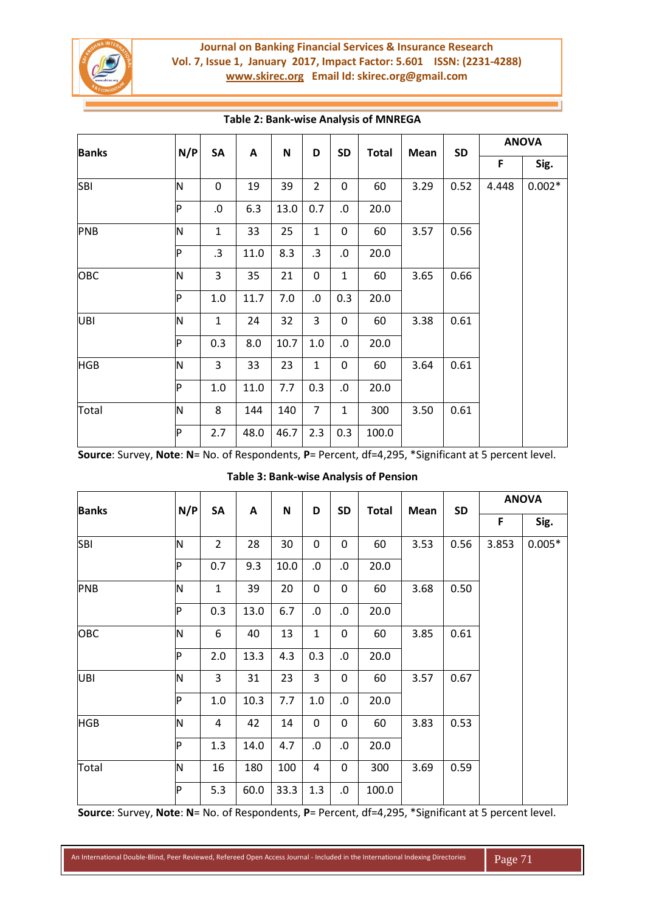**Table 2: Bank-wise Analysis of MNREGA**

| Banks | N/P | SA | A | N | D | SD | Total | Mean | SD | ANOVA | |
|---|---|---|---|---|---|---|---|---|---|---|---|
| | | | | | | | | | | F | Sig. |
| SBI | N | 0 | 19 | 39 | 2 | 0 | 60 | 3.29 | 0.52 | 4.448 | 0.002* |
| | P | .0 | 6.3 | 13.0 | 0.7 | .0 | 20.0 | | | | |
| PNB | N | 1 | 33 | 25 | 1 | 0 | 60 | 3.57 | 0.56 | | |
| | P | .3 | 11.0 | 8.3 | .3 | .0 | 20.0 | | | | |
| OBC | N | 3 | 35 | 21 | 0 | 1 | 60 | 3.65 | 0.66 | | |
| | P | 1.0 | 11.7 | 7.0 | .0 | 0.3 | 20.0 | | | | |
| UBI | N | 1 | 24 | 32 | 3 | 0 | 60 | 3.38 | 0.61 | | |
| | P | 0.3 | 8.0 | 10.7 | 1.0 | .0 | 20.0 | | | | |
| HGB | N | 3 | 33 | 23 | 1 | 0 | 60 | 3.64 | 0.61 | | |
| | P | 1.0 | 11.0 | 7.7 | 0.3 | .0 | 20.0 | | | | |
| Total | N | 8 | 144 | 140 | 7 | 1 | 300 | 3.50 | 0.61 | | |
| | P | 2.7 | 48.0 | 46.7 | 2.3 | 0.3 | 100.0 | | | | |

**Source**: Survey, **Note**: **N**= No. of Respondents, **P**= Percent, df=4,295, *Significant at 5 percent level.

**Table 3: Bank-wise Analysis of Pension**

| Banks | N/P | SA | A | N | D | SD | Total | Mean | SD | ANOVA | |
|---|---|---|---|---|---|---|---|---|---|---|---|
| | | | | | | | | | | F | Sig. |
| SBI | N | 2 | 28 | 30 | 0 | 0 | 60 | 3.53 | 0.56 | 3.853 | 0.005* |
| | P | 0.7 | 9.3 | 10.0 | .0 | .0 | 20.0 | | | | |
| PNB | N | 1 | 39 | 20 | 0 | 0 | 60 | 3.68 | 0.50 | | |
| | P | 0.3 | 13.0 | 6.7 | .0 | .0 | 20.0 | | | | |
| OBC | N | 6 | 40 | 13 | 1 | 0 | 60 | 3.85 | 0.61 | | |
| | P | 2.0 | 13.3 | 4.3 | 0.3 | .0 | 20.0 | | | | |
| UBI | N | 3 | 31 | 23 | 3 | 0 | 60 | 3.57 | 0.67 | | |
| | P | 1.0 | 10.3 | 7.7 | 1.0 | .0 | 20.0 | | | | |
| HGB | N | 4 | 42 | 14 | 0 | 0 | 60 | 3.83 | 0.53 | | |
| | P | 1.3 | 14.0 | 4.7 | .0 | .0 | 20.0 | | | | |
| Total | N | 16 | 180 | 100 | 4 | 0 | 300 | 3.69 | 0.59 | | |
| | P | 5.3 | 60.0 | 33.3 | 1.3 | .0 | 100.0 | | | | |

**Source**: Survey, **Note**: **N**= No. of Respondents, **P**= Percent, df=4,295, *Significant at 5 percent level.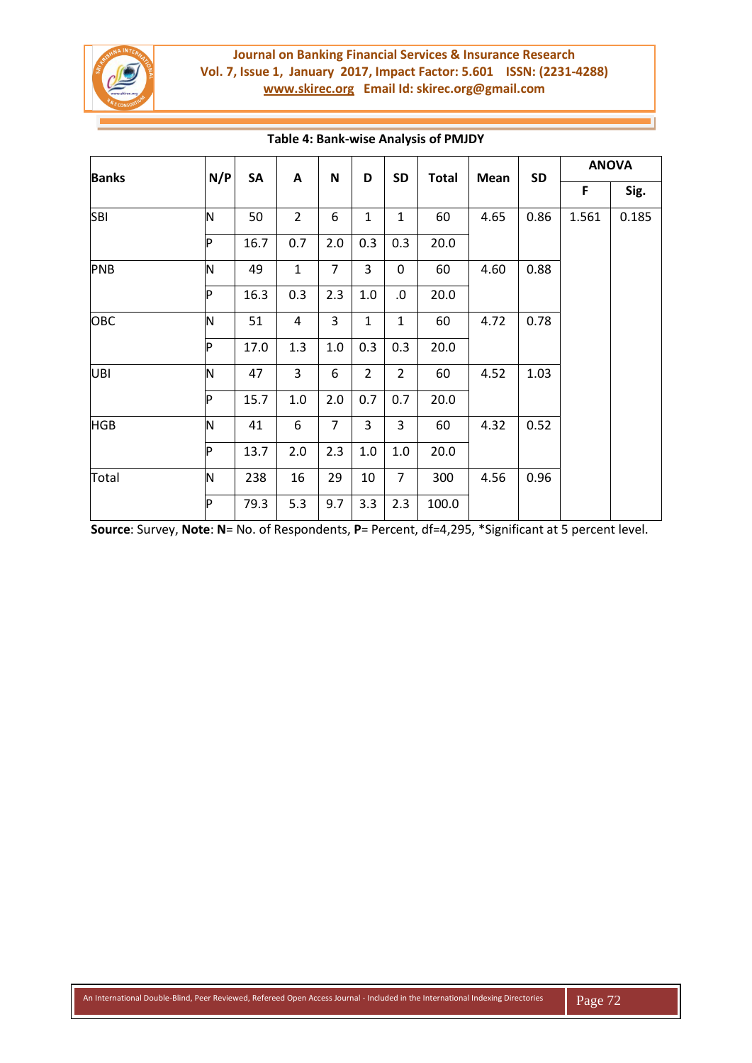**Table 4: Bank-wise Analysis of PMJDY**

| Banks | N/P | SA | A | N | D | SD | Total | Mean | SD | ANOVA | |
|---|---|---|---|---|---|---|---|---|---|---|---|
| | | | | | | | | | | F | Sig. |
| SBI | N | 50 | 2 | 6 | 1 | 1 | 60 | 4.65 | 0.86 | 1.561 | 0.185 |
| | P | 16.7 | 0.7 | 2.0 | 0.3 | 0.3 | 20.0 | | | | |
| PNB | N | 49 | 1 | 7 | 3 | 0 | 60 | 4.60 | 0.88 | | |
| | P | 16.3 | 0.3 | 2.3 | 1.0 | .0 | 20.0 | | | | |
| OBC | N | 51 | 4 | 3 | 1 | 1 | 60 | 4.72 | 0.78 | | |
| | P | 17.0 | 1.3 | 1.0 | 0.3 | 0.3 | 20.0 | | | | |
| UBI | N | 47 | 3 | 6 | 2 | 2 | 60 | 4.52 | 1.03 | | |
| | P | 15.7 | 1.0 | 2.0 | 0.7 | 0.7 | 20.0 | | | | |
| HGB | N | 41 | 6 | 7 | 3 | 3 | 60 | 4.32 | 0.52 | | |
| | P | 13.7 | 2.0 | 2.3 | 1.0 | 1.0 | 20.0 | | | | |
| Total | N | 238 | 16 | 29 | 10 | 7 | 300 | 4.56 | 0.96 | | |
| | P | 79.3 | 5.3 | 9.7 | 3.3 | 2.3 | 100.0 | | | | |

**Source**: Survey, **Note**: **N**= No. of Respondents, **P**= Percent, df=4,295, *Significant at 5 percent level.